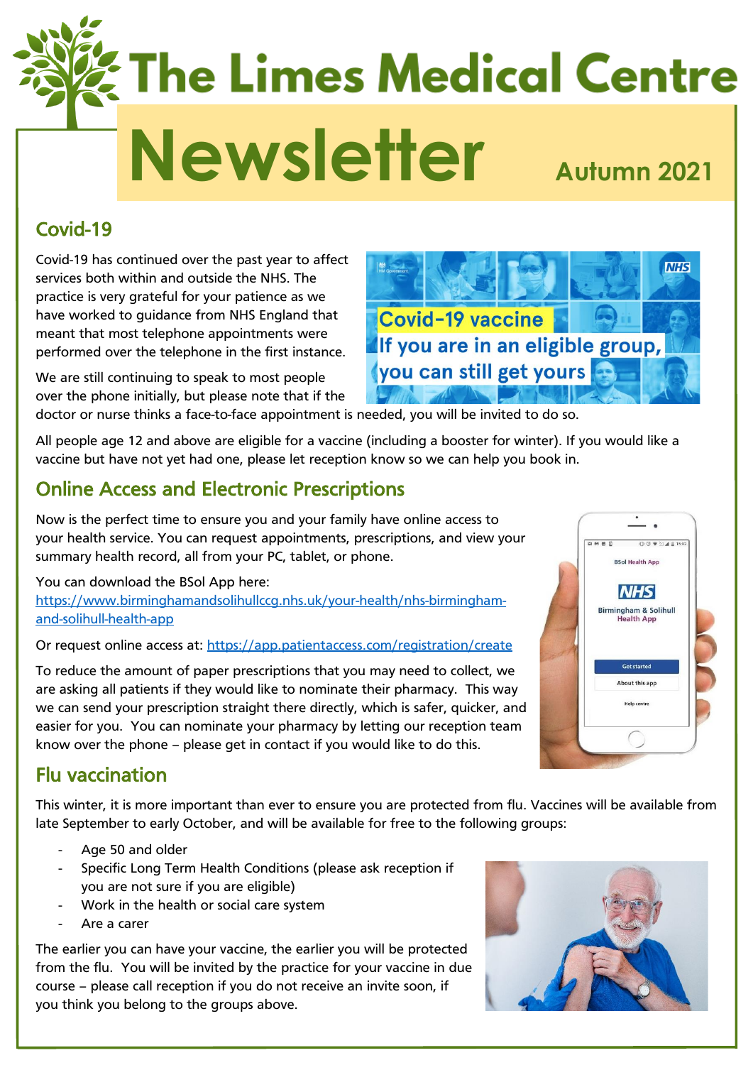# The Limes Medical Centre

# Newsletter

**Autumn 2021**

## Covid-19

Covid-19 has continued over the past year to affect services both within and outside the NHS. The practice is very grateful for your patience as we have worked to guidance from NHS England that meant that most telephone appointments were performed over the telephone in the first instance.

We are still continuing to speak to most people over the phone initially, but please note that if the doctor or nurse thinks a face-to-face appointment is needed, you will be invited to do so.

All people age 12 and above are eligible for a vaccine (including a booster for winter). If you would like a vaccine but have not yet had one, please let reception know so we can help you book in.

## Online Access and Electronic Prescriptions

Now is the perfect time to ensure you and your family have online access to your health service. You can request appointments, prescriptions, and view your summary health record, all from your PC, tablet, or phone.

You can download the BSol App here:
https://www.birminghamandsolihullccg.nhs.uk/your-health/nhs-birmingham-and-solihull-health-app

Or request online access at: https://app.patientaccess.com/registration/create

To reduce the amount of paper prescriptions that you may need to collect, we are asking all patients if they would like to nominate their pharmacy. This way we can send your prescription straight there directly, which is safer, quicker, and easier for you. You can nominate your pharmacy by letting our reception team know over the phone – please get in contact if you would like to do this.

## Flu vaccination

This winter, it is more important than ever to ensure you are protected from flu. Vaccines will be available from late September to early October, and will be available for free to the following groups:

- Age 50 and older
- Specific Long Term Health Conditions (please ask reception if you are not sure if you are eligible)
- Work in the health or social care system
- Are a carer

The earlier you can have your vaccine, the earlier you will be protected from the flu. You will be invited by the practice for your vaccine in due course – please call reception if you do not receive an invite soon, if you think you belong to the groups above.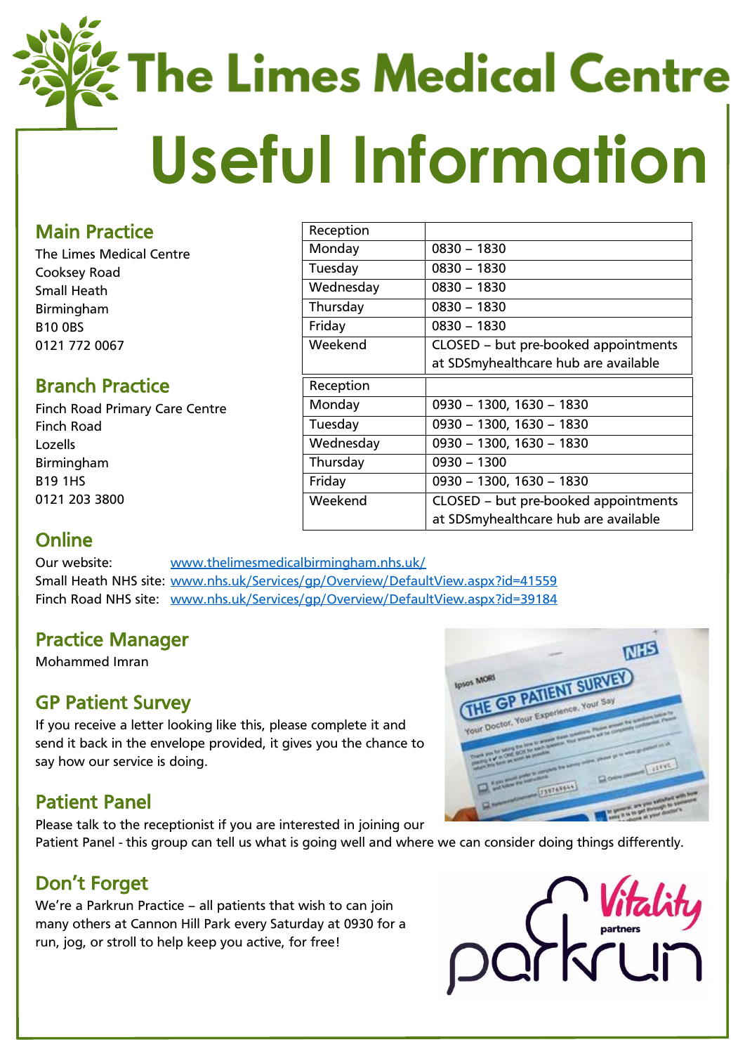# The Limes Medical Centre

# Useful Information

## Main Practice

The Limes Medical Centre
Cooksey Road
Small Heath
Birmingham
B10 0BS
0121 772 0067

| Reception | |
|---|---|
| Monday | 0830 – 1830 |
| Tuesday | 0830 – 1830 |
| Wednesday | 0830 – 1830 |
| Thursday | 0830 – 1830 |
| Friday | 0830 – 1830 |
| Weekend | CLOSED – but pre-booked appointments at SDSmyhealthcare hub are available |

## Branch Practice

Finch Road Primary Care Centre
Finch Road
Lozells
Birmingham
B19 1HS
0121 203 3800

| Reception | |
|---|---|
| Monday | 0930 – 1300, 1630 – 1830 |
| Tuesday | 0930 – 1300, 1630 – 1830 |
| Wednesday | 0930 – 1300, 1630 – 1830 |
| Thursday | 0930 – 1300 |
| Friday | 0930 – 1300, 1630 – 1830 |
| Weekend | CLOSED – but pre-booked appointments at SDSmyhealthcare hub are available |

## Online

Our website: www.thelimesmedicalbirmingham.nhs.uk/
Small Heath NHS site: www.nhs.uk/Services/gp/Overview/DefaultView.aspx?id=41559
Finch Road NHS site: www.nhs.uk/Services/gp/Overview/DefaultView.aspx?id=39184

## Practice Manager

Mohammed Imran

## GP Patient Survey

If you receive a letter looking like this, please complete it and send it back in the envelope provided, it gives you the chance to say how our service is doing.

## Patient Panel

Please talk to the receptionist if you are interested in joining our Patient Panel - this group can tell us what is going well and where we can consider doing things differently.

## Don't Forget

We're a Parkrun Practice – all patients that wish to can join many others at Cannon Hill Park every Saturday at 0930 for a run, jog, or stroll to help keep you active, for free!